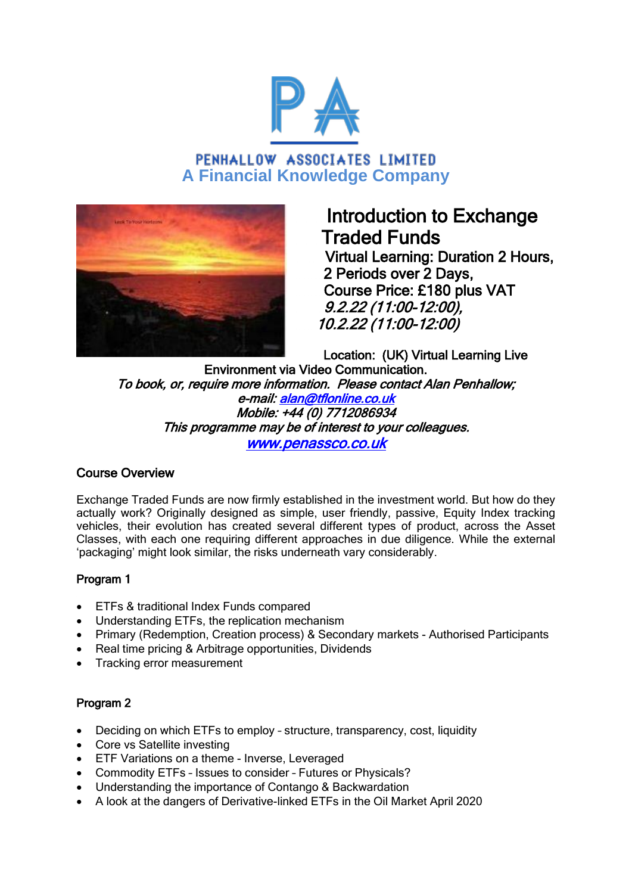PENHALLOW ASSOCIATES LIMITED

**A Financial Knowledge Company**

# Introduction to Exchange Traded Funds

**Virtual Learning: Duration 2 Hours, 2 Periods over 2 Days,**

**Course Price: £180 plus VAT**

***9.2.22 (11:00-12:00), 10.2.22 (11:00-12:00)***

**Location: (UK) Virtual Learning Live Environment via Video Communication.**

***To book, or, require more information. Please contact Alan Penhallow;***

***e-mail: alan@tflonline.co.uk***

***Mobile: +44 (0) 7712086934***

***This programme may be of interest to your colleagues.***

***www.penassco.co.uk***

## Course Overview

Exchange Traded Funds are now firmly established in the investment world. But how do they actually work? Originally designed as simple, user friendly, passive, Equity Index tracking vehicles, their evolution has created several different types of product, across the Asset Classes, with each one requiring different approaches in due diligence. While the external 'packaging' might look similar, the risks underneath vary considerably.

## Program 1

- ETFs & traditional Index Funds compared
- Understanding ETFs, the replication mechanism
- Primary (Redemption, Creation process) & Secondary markets - Authorised Participants
- Real time pricing & Arbitrage opportunities, Dividends
- Tracking error measurement

## Program 2

- Deciding on which ETFs to employ – structure, transparency, cost, liquidity
- Core vs Satellite investing
- ETF Variations on a theme - Inverse, Leveraged
- Commodity ETFs – Issues to consider – Futures or Physicals?
- Understanding the importance of Contango & Backwardation
- A look at the dangers of Derivative-linked ETFs in the Oil Market April 2020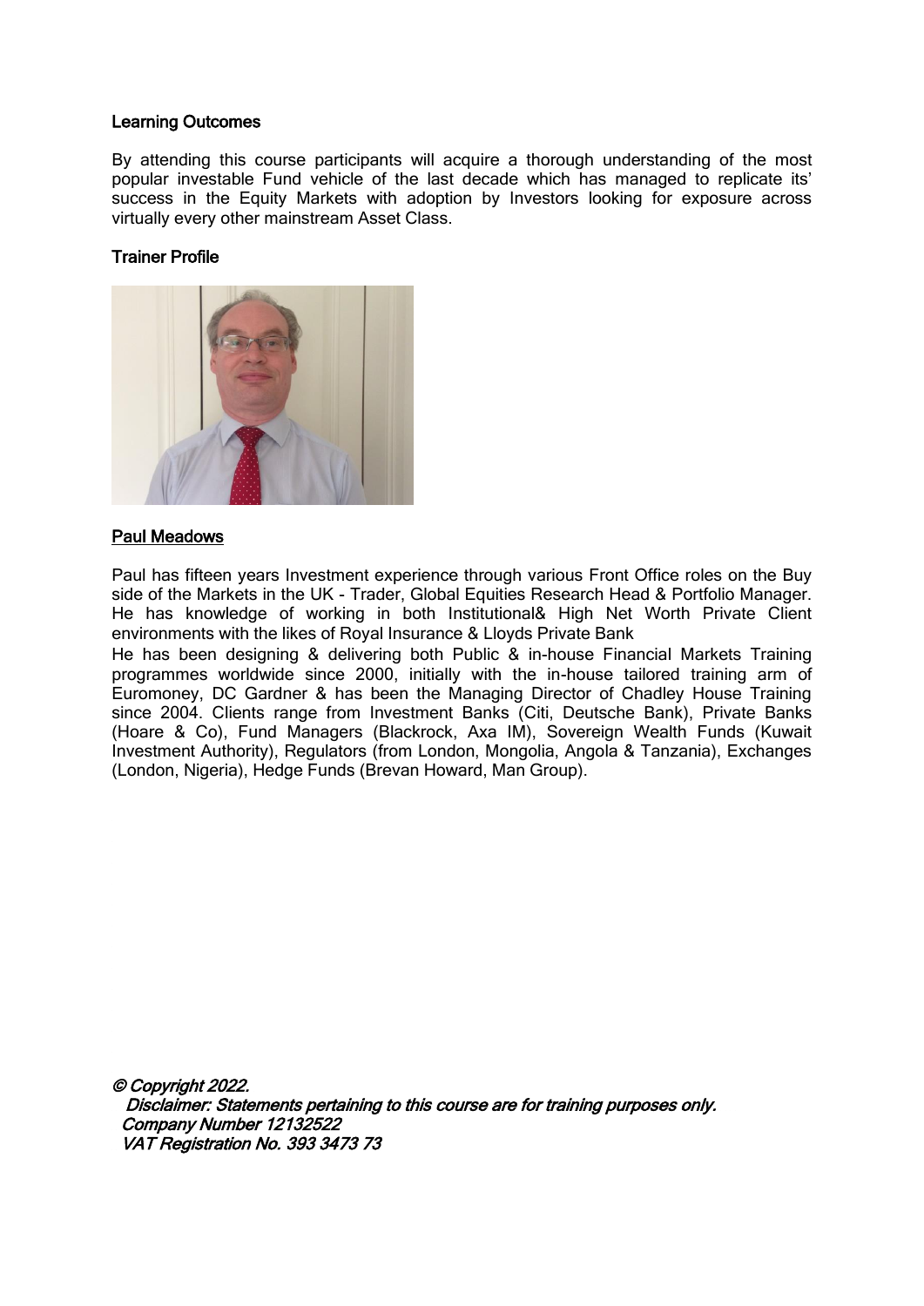### Learning Outcomes

By attending this course participants will acquire a thorough understanding of the most popular investable Fund vehicle of the last decade which has managed to replicate its' success in the Equity Markets with adoption by Investors looking for exposure across virtually every other mainstream Asset Class.

### Trainer Profile

### Paul Meadows

Paul has fifteen years Investment experience through various Front Office roles on the Buy side of the Markets in the UK - Trader, Global Equities Research Head & Portfolio Manager. He has knowledge of working in both Institutional& High Net Worth Private Client environments with the likes of Royal Insurance & Lloyds Private Bank

He has been designing & delivering both Public & in-house Financial Markets Training programmes worldwide since 2000, initially with the in-house tailored training arm of Euromoney, DC Gardner & has been the Managing Director of Chadley House Training since 2004. Clients range from Investment Banks (Citi, Deutsche Bank), Private Banks (Hoare & Co), Fund Managers (Blackrock, Axa IM), Sovereign Wealth Funds (Kuwait Investment Authority), Regulators (from London, Mongolia, Angola & Tanzania), Exchanges (London, Nigeria), Hedge Funds (Brevan Howard, Man Group).

*© Copyright 2022.*
*Disclaimer: Statements pertaining to this course are for training purposes only.*
*Company Number 12132522*
*VAT Registration No. 393 3473 73*